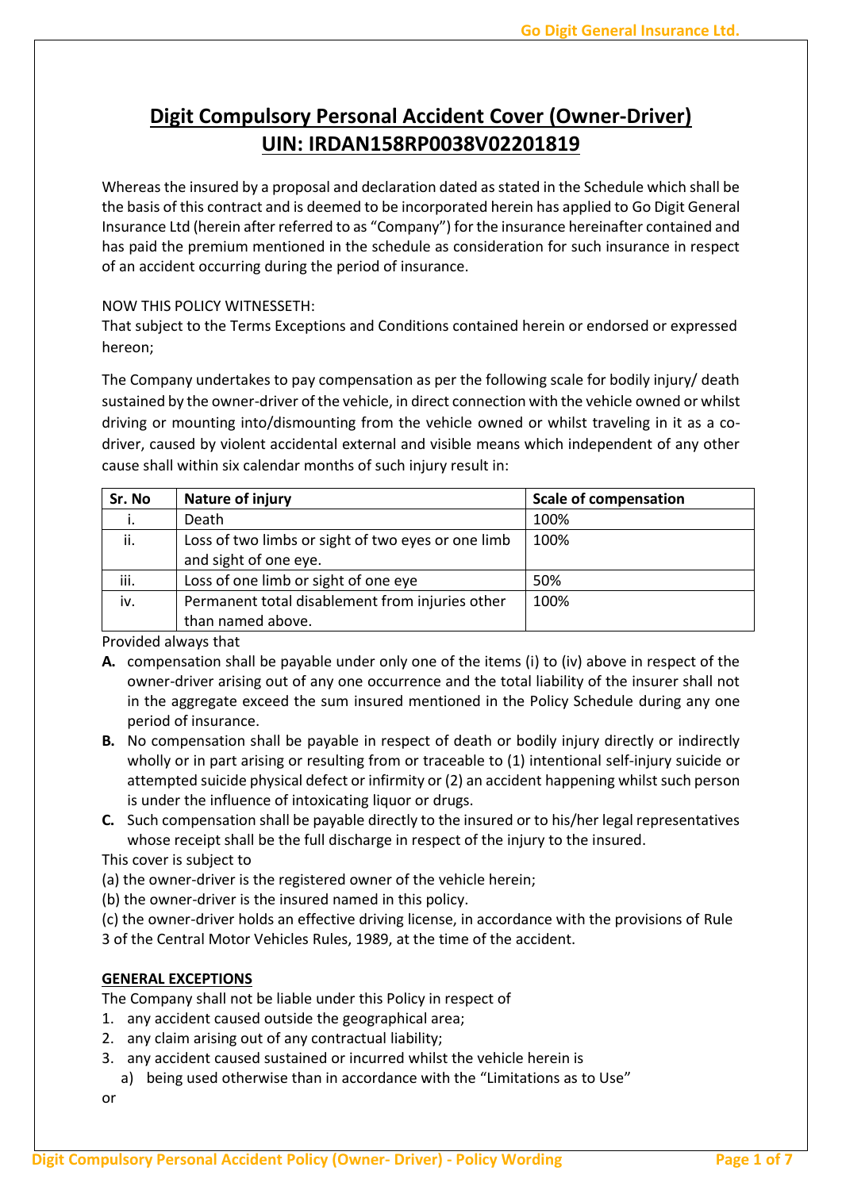# Digit Compulsory Personal Accident Cover (Owner-Driver)
# UIN: IRDAN158RP0038V02201819

Whereas the insured by a proposal and declaration dated as stated in the Schedule which shall be the basis of this contract and is deemed to be incorporated herein has applied to Go Digit General Insurance Ltd (herein after referred to as "Company") for the insurance hereinafter contained and has paid the premium mentioned in the schedule as consideration for such insurance in respect of an accident occurring during the period of insurance.

NOW THIS POLICY WITNESSETH:
That subject to the Terms Exceptions and Conditions contained herein or endorsed or expressed hereon;

The Company undertakes to pay compensation as per the following scale for bodily injury/ death sustained by the owner-driver of the vehicle, in direct connection with the vehicle owned or whilst driving or mounting into/dismounting from the vehicle owned or whilst traveling in it as a co-driver, caused by violent accidental external and visible means which independent of any other cause shall within six calendar months of such injury result in:

| Sr. No | Nature of injury | Scale of compensation |
|---|---|---|
| i. | Death | 100% |
| ii. | Loss of two limbs or sight of two eyes or one limb and sight of one eye. | 100% |
| iii. | Loss of one limb or sight of one eye | 50% |
| iv. | Permanent total disablement from injuries other than named above. | 100% |

Provided always that

**A.** compensation shall be payable under only one of the items (i) to (iv) above in respect of the owner-driver arising out of any one occurrence and the total liability of the insurer shall not in the aggregate exceed the sum insured mentioned in the Policy Schedule during any one period of insurance.

**B.** No compensation shall be payable in respect of death or bodily injury directly or indirectly wholly or in part arising or resulting from or traceable to (1) intentional self-injury suicide or attempted suicide physical defect or infirmity or (2) an accident happening whilst such person is under the influence of intoxicating liquor or drugs.

**C.** Such compensation shall be payable directly to the insured or to his/her legal representatives whose receipt shall be the full discharge in respect of the injury to the insured.

This cover is subject to

(a) the owner-driver is the registered owner of the vehicle herein;

(b) the owner-driver is the insured named in this policy.

(c) the owner-driver holds an effective driving license, in accordance with the provisions of Rule 3 of the Central Motor Vehicles Rules, 1989, at the time of the accident.

## GENERAL EXCEPTIONS

The Company shall not be liable under this Policy in respect of

1. any accident caused outside the geographical area;
2. any claim arising out of any contractual liability;
3. any accident caused sustained or incurred whilst the vehicle herein is
   a) being used otherwise than in accordance with the "Limitations as to Use"

or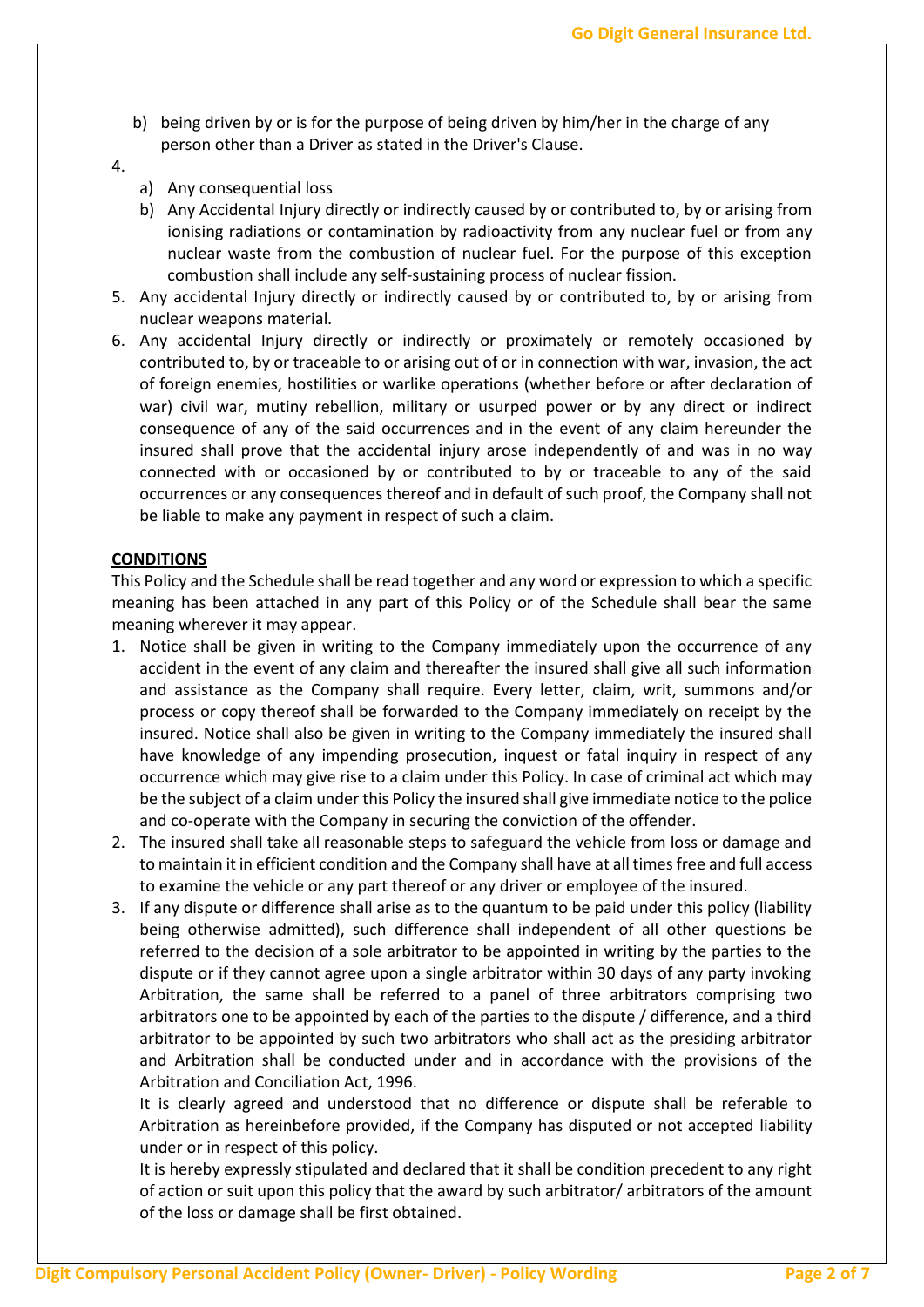b) being driven by or is for the purpose of being driven by him/her in the charge of any person other than a Driver as stated in the Driver's Clause.

4.
   a) Any consequential loss
   b) Any Accidental Injury directly or indirectly caused by or contributed to, by or arising from ionising radiations or contamination by radioactivity from any nuclear fuel or from any nuclear waste from the combustion of nuclear fuel. For the purpose of this exception combustion shall include any self-sustaining process of nuclear fission.
5. Any accidental Injury directly or indirectly caused by or contributed to, by or arising from nuclear weapons material.
6. Any accidental Injury directly or indirectly or proximately or remotely occasioned by contributed to, by or traceable to or arising out of or in connection with war, invasion, the act of foreign enemies, hostilities or warlike operations (whether before or after declaration of war) civil war, mutiny rebellion, military or usurped power or by any direct or indirect consequence of any of the said occurrences and in the event of any claim hereunder the insured shall prove that the accidental injury arose independently of and was in no way connected with or occasioned by or contributed to by or traceable to any of the said occurrences or any consequences thereof and in default of such proof, the Company shall not be liable to make any payment in respect of such a claim.

**CONDITIONS**

This Policy and the Schedule shall be read together and any word or expression to which a specific meaning has been attached in any part of this Policy or of the Schedule shall bear the same meaning wherever it may appear.

1. Notice shall be given in writing to the Company immediately upon the occurrence of any accident in the event of any claim and thereafter the insured shall give all such information and assistance as the Company shall require. Every letter, claim, writ, summons and/or process or copy thereof shall be forwarded to the Company immediately on receipt by the insured. Notice shall also be given in writing to the Company immediately the insured shall have knowledge of any impending prosecution, inquest or fatal inquiry in respect of any occurrence which may give rise to a claim under this Policy. In case of criminal act which may be the subject of a claim under this Policy the insured shall give immediate notice to the police and co-operate with the Company in securing the conviction of the offender.
2. The insured shall take all reasonable steps to safeguard the vehicle from loss or damage and to maintain it in efficient condition and the Company shall have at all times free and full access to examine the vehicle or any part thereof or any driver or employee of the insured.
3. If any dispute or difference shall arise as to the quantum to be paid under this policy (liability being otherwise admitted), such difference shall independent of all other questions be referred to the decision of a sole arbitrator to be appointed in writing by the parties to the dispute or if they cannot agree upon a single arbitrator within 30 days of any party invoking Arbitration, the same shall be referred to a panel of three arbitrators comprising two arbitrators one to be appointed by each of the parties to the dispute / difference, and a third arbitrator to be appointed by such two arbitrators who shall act as the presiding arbitrator and Arbitration shall be conducted under and in accordance with the provisions of the Arbitration and Conciliation Act, 1996.

   It is clearly agreed and understood that no difference or dispute shall be referable to Arbitration as hereinbefore provided, if the Company has disputed or not accepted liability under or in respect of this policy.

   It is hereby expressly stipulated and declared that it shall be condition precedent to any right of action or suit upon this policy that the award by such arbitrator/ arbitrators of the amount of the loss or damage shall be first obtained.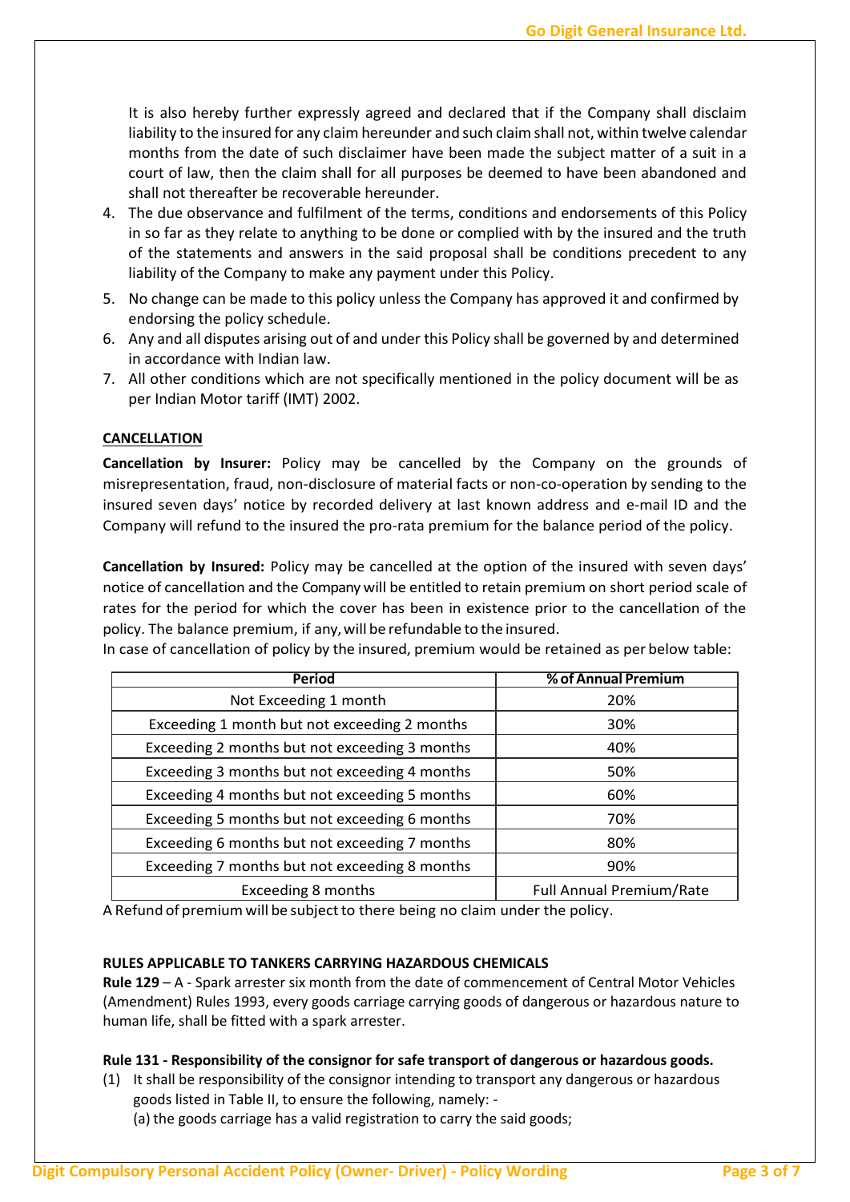It is also hereby further expressly agreed and declared that if the Company shall disclaim liability to the insured for any claim hereunder and such claim shall not, within twelve calendar months from the date of such disclaimer have been made the subject matter of a suit in a court of law, then the claim shall for all purposes be deemed to have been abandoned and shall not thereafter be recoverable hereunder.

4. The due observance and fulfilment of the terms, conditions and endorsements of this Policy in so far as they relate to anything to be done or complied with by the insured and the truth of the statements and answers in the said proposal shall be conditions precedent to any liability of the Company to make any payment under this Policy.
5. No change can be made to this policy unless the Company has approved it and confirmed by endorsing the policy schedule.
6. Any and all disputes arising out of and under this Policy shall be governed by and determined in accordance with Indian law.
7. All other conditions which are not specifically mentioned in the policy document will be as per Indian Motor tariff (IMT) 2002.

## CANCELLATION

**Cancellation by Insurer:** Policy may be cancelled by the Company on the grounds of misrepresentation, fraud, non-disclosure of material facts or non-co-operation by sending to the insured seven days' notice by recorded delivery at last known address and e-mail ID and the Company will refund to the insured the pro-rata premium for the balance period of the policy.

**Cancellation by Insured:** Policy may be cancelled at the option of the insured with seven days' notice of cancellation and the Company will be entitled to retain premium on short period scale of rates for the period for which the cover has been in existence prior to the cancellation of the policy. The balance premium, if any, will be refundable to the insured.

In case of cancellation of policy by the insured, premium would be retained as per below table:

| Period | % of Annual Premium |
|---|---|
| Not Exceeding 1 month | 20% |
| Exceeding 1 month but not exceeding 2 months | 30% |
| Exceeding 2 months but not exceeding 3 months | 40% |
| Exceeding 3 months but not exceeding 4 months | 50% |
| Exceeding 4 months but not exceeding 5 months | 60% |
| Exceeding 5 months but not exceeding 6 months | 70% |
| Exceeding 6 months but not exceeding 7 months | 80% |
| Exceeding 7 months but not exceeding 8 months | 90% |
| Exceeding 8 months | Full Annual Premium/Rate |

A Refund of premium will be subject to there being no claim under the policy.

## RULES APPLICABLE TO TANKERS CARRYING HAZARDOUS CHEMICALS

**Rule 129** – A - Spark arrester six month from the date of commencement of Central Motor Vehicles (Amendment) Rules 1993, every goods carriage carrying goods of dangerous or hazardous nature to human life, shall be fitted with a spark arrester.

**Rule 131 - Responsibility of the consignor for safe transport of dangerous or hazardous goods.**

(1) It shall be responsibility of the consignor intending to transport any dangerous or hazardous goods listed in Table II, to ensure the following, namely: -

(a) the goods carriage has a valid registration to carry the said goods;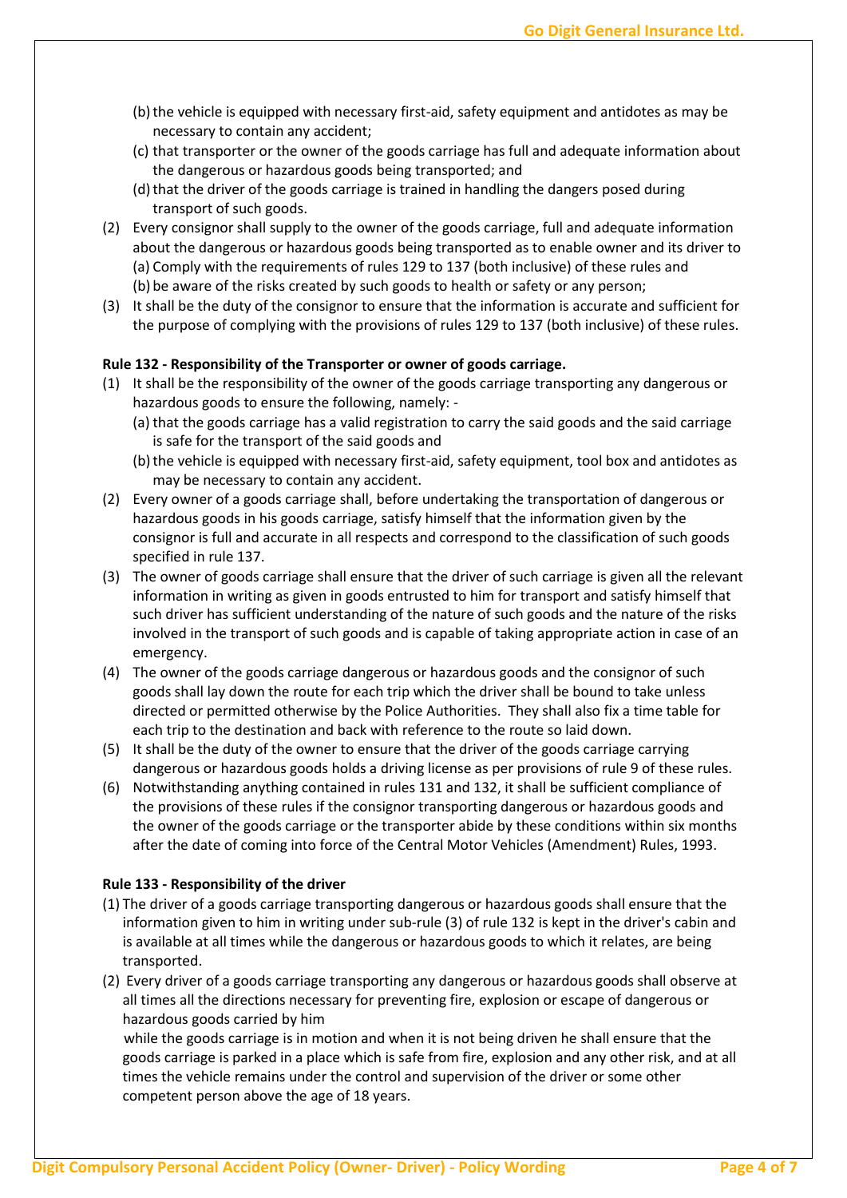(b) the vehicle is equipped with necessary first-aid, safety equipment and antidotes as may be necessary to contain any accident;

(c) that transporter or the owner of the goods carriage has full and adequate information about the dangerous or hazardous goods being transported; and

(d) that the driver of the goods carriage is trained in handling the dangers posed during transport of such goods.

(2) Every consignor shall supply to the owner of the goods carriage, full and adequate information about the dangerous or hazardous goods being transported as to enable owner and its driver to
(a) Comply with the requirements of rules 129 to 137 (both inclusive) of these rules and
(b) be aware of the risks created by such goods to health or safety or any person;

(3) It shall be the duty of the consignor to ensure that the information is accurate and sufficient for the purpose of complying with the provisions of rules 129 to 137 (both inclusive) of these rules.

**Rule 132 - Responsibility of the Transporter or owner of goods carriage.**

(1) It shall be the responsibility of the owner of the goods carriage transporting any dangerous or hazardous goods to ensure the following, namely: -
(a) that the goods carriage has a valid registration to carry the said goods and the said carriage is safe for the transport of the said goods and
(b) the vehicle is equipped with necessary first-aid, safety equipment, tool box and antidotes as may be necessary to contain any accident.

(2) Every owner of a goods carriage shall, before undertaking the transportation of dangerous or hazardous goods in his goods carriage, satisfy himself that the information given by the consignor is full and accurate in all respects and correspond to the classification of such goods specified in rule 137.

(3) The owner of goods carriage shall ensure that the driver of such carriage is given all the relevant information in writing as given in goods entrusted to him for transport and satisfy himself that such driver has sufficient understanding of the nature of such goods and the nature of the risks involved in the transport of such goods and is capable of taking appropriate action in case of an emergency.

(4) The owner of the goods carriage dangerous or hazardous goods and the consignor of such goods shall lay down the route for each trip which the driver shall be bound to take unless directed or permitted otherwise by the Police Authorities. They shall also fix a time table for each trip to the destination and back with reference to the route so laid down.

(5) It shall be the duty of the owner to ensure that the driver of the goods carriage carrying dangerous or hazardous goods holds a driving license as per provisions of rule 9 of these rules.

(6) Notwithstanding anything contained in rules 131 and 132, it shall be sufficient compliance of the provisions of these rules if the consignor transporting dangerous or hazardous goods and the owner of the goods carriage or the transporter abide by these conditions within six months after the date of coming into force of the Central Motor Vehicles (Amendment) Rules, 1993.

**Rule 133 - Responsibility of the driver**

(1) The driver of a goods carriage transporting dangerous or hazardous goods shall ensure that the information given to him in writing under sub-rule (3) of rule 132 is kept in the driver's cabin and is available at all times while the dangerous or hazardous goods to which it relates, are being transported.

(2) Every driver of a goods carriage transporting any dangerous or hazardous goods shall observe at all times all the directions necessary for preventing fire, explosion or escape of dangerous or hazardous goods carried by him

while the goods carriage is in motion and when it is not being driven he shall ensure that the goods carriage is parked in a place which is safe from fire, explosion and any other risk, and at all times the vehicle remains under the control and supervision of the driver or some other competent person above the age of 18 years.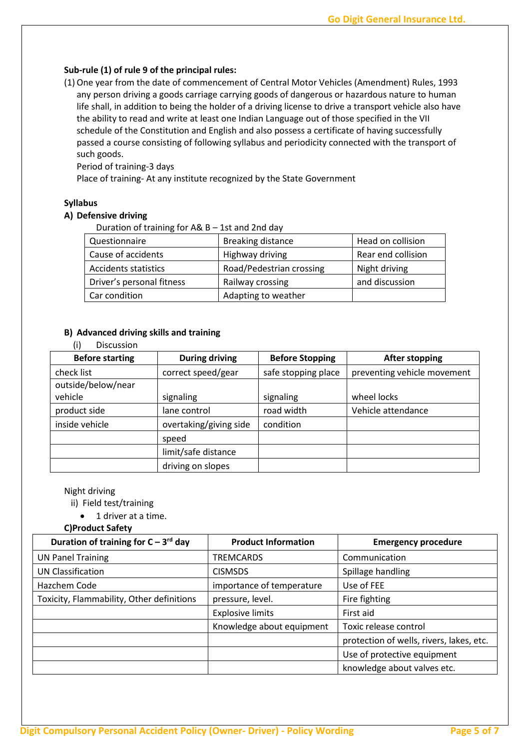**Sub-rule (1) of rule 9 of the principal rules:**

(1) One year from the date of commencement of Central Motor Vehicles (Amendment) Rules, 1993 any person driving a goods carriage carrying goods of dangerous or hazardous nature to human life shall, in addition to being the holder of a driving license to drive a transport vehicle also have the ability to read and write at least one Indian Language out of those specified in the VII schedule of the Constitution and English and also possess a certificate of having successfully passed a course consisting of following syllabus and periodicity connected with the transport of such goods.

Period of training-3 days

Place of training- At any institute recognized by the State Government

**Syllabus**

**A) Defensive driving**

Duration of training for A& B – 1st and 2nd day

| | | |
|---|---|---|
| Questionnaire | Breaking distance | Head on collision |
| Cause of accidents | Highway driving | Rear end collision |
| Accidents statistics | Road/Pedestrian crossing | Night driving |
| Driver's personal fitness | Railway crossing | and discussion |
| Car condition | Adapting to weather | |

**B) Advanced driving skills and training**

(i) Discussion

| Before starting | During driving | Before Stopping | After stopping |
|---|---|---|---|
| check list | correct speed/gear | safe stopping place | preventing vehicle movement |
| outside/below/near vehicle | signaling | signaling | wheel locks |
| product side | lane control | road width | Vehicle attendance |
| inside vehicle | overtaking/giving side | condition | |
| | speed | | |
| | limit/safe distance | | |
| | driving on slopes | | |

Night driving

ii) Field test/training

- 1 driver at a time.

**C)Product Safety**

| Duration of training for C – 3rd day | Product Information | Emergency procedure |
|---|---|---|
| UN Panel Training | TREMCARDS | Communication |
| UN Classification | CISMSDS | Spillage handling |
| Hazchem Code | importance of temperature | Use of FEE |
| Toxicity, Flammability, Other definitions | pressure, level. | Fire fighting |
| | Explosive limits | First aid |
| | Knowledge about equipment | Toxic release control |
| | | protection of wells, rivers, lakes, etc. |
| | | Use of protective equipment |
| | | knowledge about valves etc. |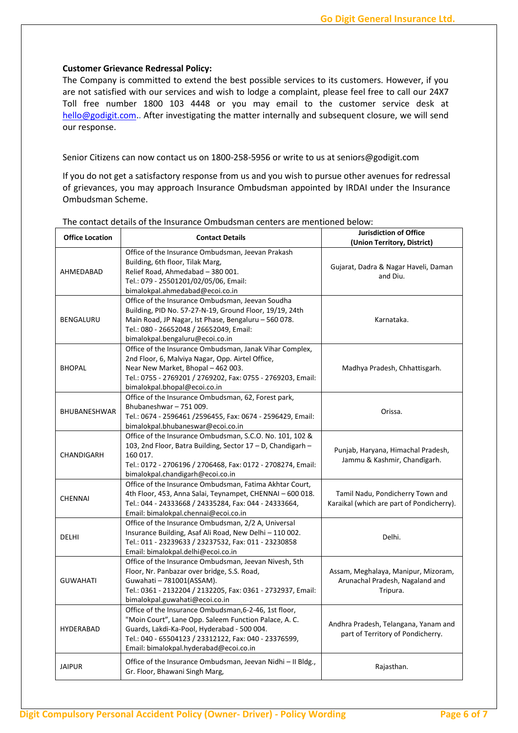**Customer Grievance Redressal Policy:**

The Company is committed to extend the best possible services to its customers. However, if you are not satisfied with our services and wish to lodge a complaint, please feel free to call our 24X7 Toll free number 1800 103 4448 or you may email to the customer service desk at hello@godigit.com.. After investigating the matter internally and subsequent closure, we will send our response.

Senior Citizens can now contact us on 1800-258-5956 or write to us at seniors@godigit.com

If you do not get a satisfactory response from us and you wish to pursue other avenues for redressal of grievances, you may approach Insurance Ombudsman appointed by IRDAI under the Insurance Ombudsman Scheme.

The contact details of the Insurance Ombudsman centers are mentioned below:

| Office Location | Contact Details | Jurisdiction of Office (Union Territory, District) |
|---|---|---|
| AHMEDABAD | Office of the Insurance Ombudsman, Jeevan Prakash Building, 6th floor, Tilak Marg, Relief Road, Ahmedabad – 380 001. Tel.: 079 - 25501201/02/05/06, Email: bimalokpal.ahmedabad@ecoi.co.in | Gujarat, Dadra & Nagar Haveli, Daman and Diu. |
| BENGALURU | Office of the Insurance Ombudsman, Jeevan Soudha Building, PID No. 57-27-N-19, Ground Floor, 19/19, 24th Main Road, JP Nagar, Ist Phase, Bengaluru – 560 078. Tel.: 080 - 26652048 / 26652049, Email: bimalokpal.bengaluru@ecoi.co.in | Karnataka. |
| BHOPAL | Office of the Insurance Ombudsman, Janak Vihar Complex, 2nd Floor, 6, Malviya Nagar, Opp. Airtel Office, Near New Market, Bhopal – 462 003. Tel.: 0755 - 2769201 / 2769202, Fax: 0755 - 2769203, Email: bimalokpal.bhopal@ecoi.co.in | Madhya Pradesh, Chhattisgarh. |
| BHUBANESHWAR | Office of the Insurance Ombudsman, 62, Forest park, Bhubaneshwar – 751 009. Tel.: 0674 - 2596461 /2596455, Fax: 0674 - 2596429, Email: bimalokpal.bhubaneswar@ecoi.co.in | Orissa. |
| CHANDIGARH | Office of the Insurance Ombudsman, S.C.O. No. 101, 102 & 103, 2nd Floor, Batra Building, Sector 17 – D, Chandigarh – 160 017. Tel.: 0172 - 2706196 / 2706468, Fax: 0172 - 2708274, Email: bimalokpal.chandigarh@ecoi.co.in | Punjab, Haryana, Himachal Pradesh, Jammu & Kashmir, Chandigarh. |
| CHENNAI | Office of the Insurance Ombudsman, Fatima Akhtar Court, 4th Floor, 453, Anna Salai, Teynampet, CHENNAI – 600 018. Tel.: 044 - 24333668 / 24335284, Fax: 044 - 24333664, Email: bimalokpal.chennai@ecoi.co.in | Tamil Nadu, Pondicherry Town and Karaikal (which are part of Pondicherry). |
| DELHI | Office of the Insurance Ombudsman, 2/2 A, Universal Insurance Building, Asaf Ali Road, New Delhi – 110 002. Tel.: 011 - 23239633 / 23237532, Fax: 011 - 23230858 Email: bimalokpal.delhi@ecoi.co.in | Delhi. |
| GUWAHATI | Office of the Insurance Ombudsman, Jeevan Nivesh, 5th Floor, Nr. Panbazar over bridge, S.S. Road, Guwahati – 781001(ASSAM). Tel.: 0361 - 2132204 / 2132205, Fax: 0361 - 2732937, Email: bimalokpal.guwahati@ecoi.co.in | Assam, Meghalaya, Manipur, Mizoram, Arunachal Pradesh, Nagaland and Tripura. |
| HYDERABAD | Office of the Insurance Ombudsman,6-2-46, 1st floor, "Moin Court", Lane Opp. Saleem Function Palace, A. C. Guards, Lakdi-Ka-Pool, Hyderabad - 500 004. Tel.: 040 - 65504123 / 23312122, Fax: 040 - 23376599, Email: bimalokpal.hyderabad@ecoi.co.in | Andhra Pradesh, Telangana, Yanam and part of Territory of Pondicherry. |
| JAIPUR | Office of the Insurance Ombudsman, Jeevan Nidhi – II Bldg., Gr. Floor, Bhawani Singh Marg, | Rajasthan. |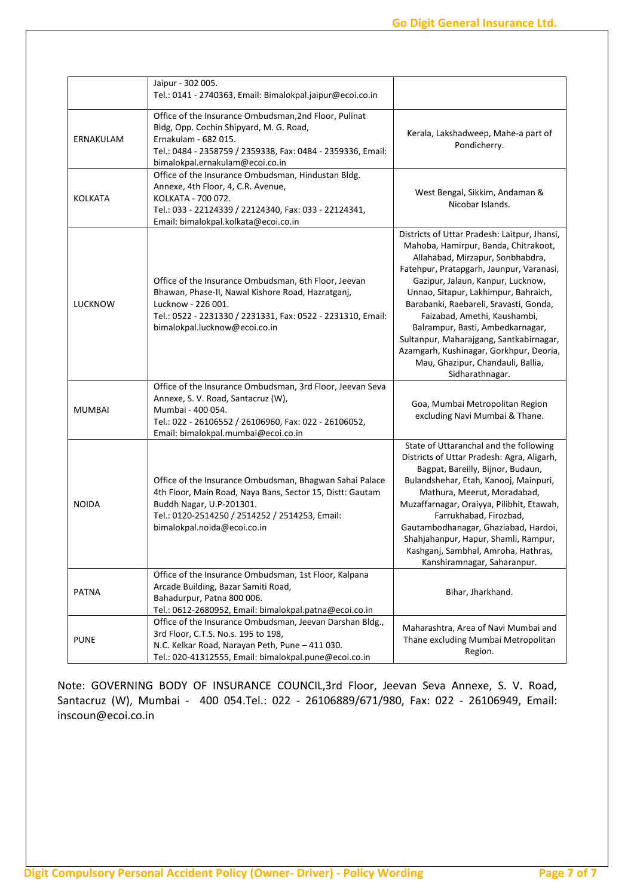| | | |
|---|---|---|
| | Jaipur - 302 005.<br>Tel.: 0141 - 2740363, Email: Bimalokpal.jaipur@ecoi.co.in | |
| ERNAKULAM | Office of the Insurance Ombudsman,2nd Floor, Pulinat Bldg, Opp. Cochin Shipyard, M. G. Road,<br>Ernakulam - 682 015.<br>Tel.: 0484 - 2358759 / 2359338, Fax: 0484 - 2359336, Email: bimalokpal.ernakulam@ecoi.co.in | Kerala, Lakshadweep, Mahe-a part of Pondicherry. |
| KOLKATA | Office of the Insurance Ombudsman, Hindustan Bldg. Annexe, 4th Floor, 4, C.R. Avenue,<br>KOLKATA - 700 072.<br>Tel.: 033 - 22124339 / 22124340, Fax: 033 - 22124341, Email: bimalokpal.kolkata@ecoi.co.in | West Bengal, Sikkim, Andaman & Nicobar Islands. |
| LUCKNOW | Office of the Insurance Ombudsman, 6th Floor, Jeevan Bhawan, Phase-II, Nawal Kishore Road, Hazratganj,<br>Lucknow - 226 001.<br>Tel.: 0522 - 2231330 / 2231331, Fax: 0522 - 2231310, Email: bimalokpal.lucknow@ecoi.co.in | Districts of Uttar Pradesh: Laitpur, Jhansi, Mahoba, Hamirpur, Banda, Chitrakoot, Allahabad, Mirzapur, Sonbhabdra, Fatehpur, Pratapgarh, Jaunpur, Varanasi, Gazipur, Jalaun, Kanpur, Lucknow, Unnao, Sitapur, Lakhimpur, Bahraich, Barabanki, Raebareli, Sravasti, Gonda, Faizabad, Amethi, Kaushambi, Balrampur, Basti, Ambedkarnagar, Sultanpur, Maharajgang, Santkabirnagar, Azamgarh, Kushinagar, Gorkhpur, Deoria, Mau, Ghazipur, Chandauli, Ballia, Sidharathnagar. |
| MUMBAI | Office of the Insurance Ombudsman, 3rd Floor, Jeevan Seva Annexe, S. V. Road, Santacruz (W),<br>Mumbai - 400 054.<br>Tel.: 022 - 26106552 / 26106960, Fax: 022 - 26106052, Email: bimalokpal.mumbai@ecoi.co.in | Goa, Mumbai Metropolitan Region excluding Navi Mumbai & Thane. |
| NOIDA | Office of the Insurance Ombudsman, Bhagwan Sahai Palace 4th Floor, Main Road, Naya Bans, Sector 15, Distt: Gautam Buddh Nagar, U.P-201301.<br>Tel.: 0120-2514250 / 2514252 / 2514253, Email: bimalokpal.noida@ecoi.co.in | State of Uttaranchal and the following Districts of Uttar Pradesh: Agra, Aligarh, Bagpat, Bareilly, Bijnor, Budaun, Bulandshehar, Etah, Kanooj, Mainpuri, Mathura, Meerut, Moradabad, Muzaffarnagar, Oraiyya, Pilibhit, Etawah, Farrukhabad, Firozbad, Gautambodhanagar, Ghaziabad, Hardoi, Shahjahanpur, Hapur, Shamli, Rampur, Kashganj, Sambhal, Amroha, Hathras, Kanshiramnagar, Saharanpur. |
| PATNA | Office of the Insurance Ombudsman, 1st Floor, Kalpana Arcade Building, Bazar Samiti Road,<br>Bahadurpur, Patna 800 006.<br>Tel.: 0612-2680952, Email: bimalokpal.patna@ecoi.co.in | Bihar, Jharkhand. |
| PUNE | Office of the Insurance Ombudsman, Jeevan Darshan Bldg., 3rd Floor, C.T.S. No.s. 195 to 198,<br>N.C. Kelkar Road, Narayan Peth, Pune – 411 030.<br>Tel.: 020-41312555, Email: bimalokpal.pune@ecoi.co.in | Maharashtra, Area of Navi Mumbai and Thane excluding Mumbai Metropolitan Region. |

Note: GOVERNING BODY OF INSURANCE COUNCIL,3rd Floor, Jeevan Seva Annexe, S. V. Road, Santacruz (W), Mumbai - 400 054.Tel.: 022 - 26106889/671/980, Fax: 022 - 26106949, Email: inscoun@ecoi.co.in